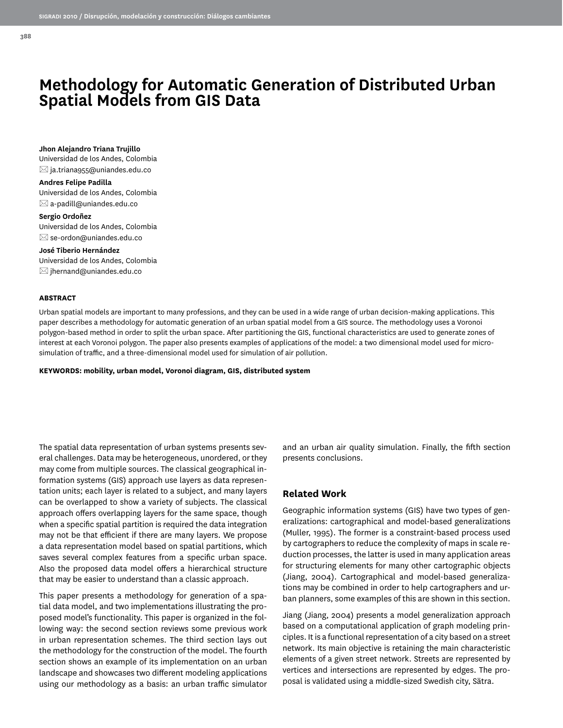# Methodology for Automatic Generation of Distributed Urban Spatial Models from GIS Data

**Jhon Alejandro Triana Trujillo**
Universidad de los Andes, Colombia
ja.triana955@uniandes.edu.co

**Andres Felipe Padilla**
Universidad de los Andes, Colombia
a-padill@uniandes.edu.co

**Sergio Ordoñez**
Universidad de los Andes, Colombia
se-ordon@uniandes.edu.co

**José Tiberio Hernández**
Universidad de los Andes, Colombia
jhernand@uniandes.edu.co

**ABSTRACT**

Urban spatial models are important to many professions, and they can be used in a wide range of urban decision-making applications. This paper describes a methodology for automatic generation of an urban spatial model from a GIS source. The methodology uses a Voronoi polygon-based method in order to split the urban space. After partitioning the GIS, functional characteristics are used to generate zones of interest at each Voronoi polygon. The paper also presents examples of applications of the model: a two dimensional model used for micro-simulation of traffic, and a three-dimensional model used for simulation of air pollution.

**KEYWORDS: mobility, urban model, Voronoi diagram, GIS, distributed system**

The spatial data representation of urban systems presents several challenges. Data may be heterogeneous, unordered, or they may come from multiple sources. The classical geographical information systems (GIS) approach use layers as data representation units; each layer is related to a subject, and many layers can be overlapped to show a variety of subjects. The classical approach offers overlapping layers for the same space, though when a specific spatial partition is required the data integration may not be that efficient if there are many layers. We propose a data representation model based on spatial partitions, which saves several complex features from a specific urban space. Also the proposed data model offers a hierarchical structure that may be easier to understand than a classic approach.

This paper presents a methodology for generation of a spatial data model, and two implementations illustrating the proposed model's functionality. This paper is organized in the following way: the second section reviews some previous work in urban representation schemes. The third section lays out the methodology for the construction of the model. The fourth section shows an example of its implementation on an urban landscape and showcases two different modeling applications using our methodology as a basis: an urban traffic simulator and an urban air quality simulation. Finally, the fifth section presents conclusions.

## Related Work

Geographic information systems (GIS) have two types of generalizations: cartographical and model-based generalizations (Muller, 1995). The former is a constraint-based process used by cartographers to reduce the complexity of maps in scale reduction processes, the latter is used in many application areas for structuring elements for many other cartographic objects (Jiang, 2004). Cartographical and model-based generalizations may be combined in order to help cartographers and urban planners, some examples of this are shown in this section.

Jiang (Jiang, 2004) presents a model generalization approach based on a computational application of graph modeling principles. It is a functional representation of a city based on a street network. Its main objective is retaining the main characteristic elements of a given street network. Streets are represented by vertices and intersections are represented by edges. The proposal is validated using a middle-sized Swedish city, Sätra.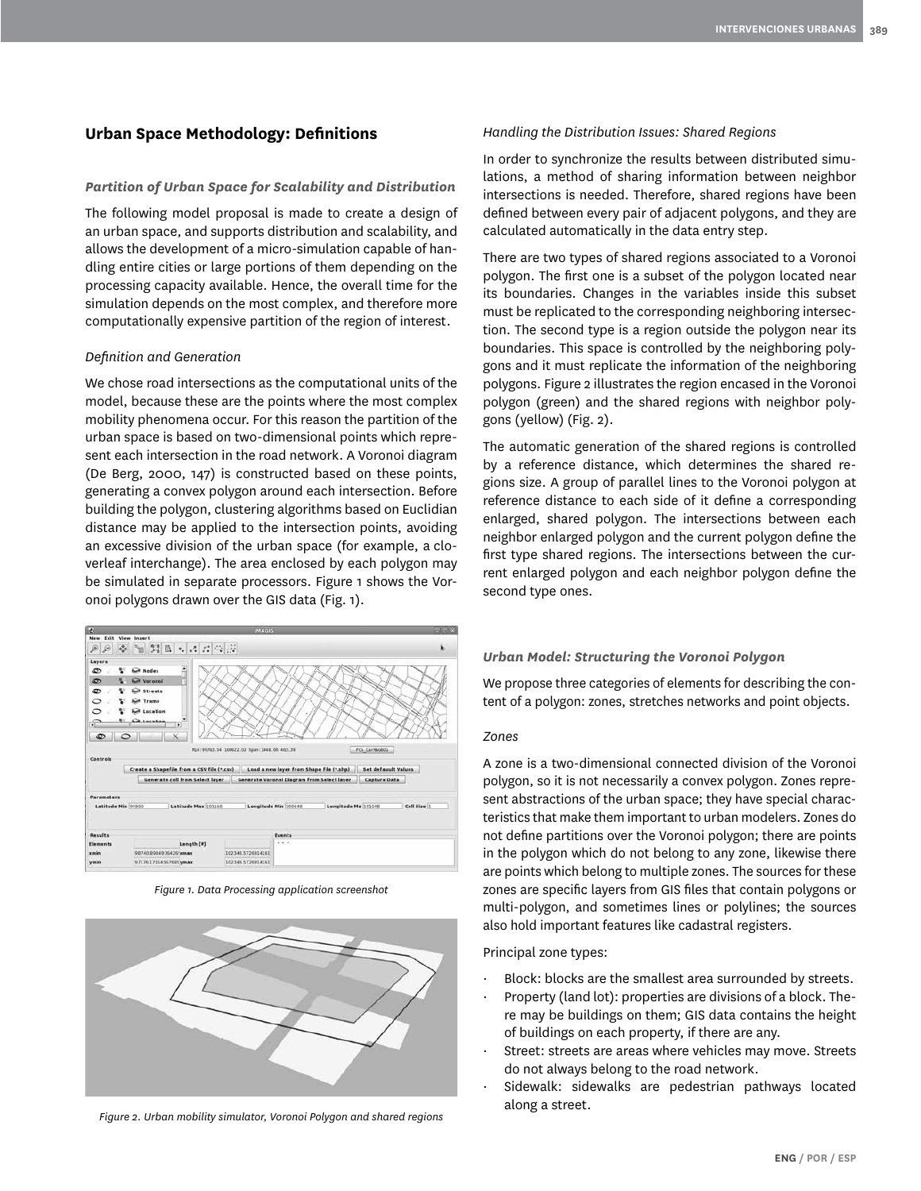## Urban Space Methodology: Definitions

### *Partition of Urban Space for Scalability and Distribution*

The following model proposal is made to create a design of an urban space, and supports distribution and scalability, and allows the development of a micro-simulation capable of handling entire cities or large portions of them depending on the processing capacity available. Hence, the overall time for the simulation depends on the most complex, and therefore more computationally expensive partition of the region of interest.

#### *Definition and Generation*

We chose road intersections as the computational units of the model, because these are the points where the most complex mobility phenomena occur. For this reason the partition of the urban space is based on two-dimensional points which represent each intersection in the road network. A Voronoi diagram (De Berg, 2000, 147) is constructed based on these points, generating a convex polygon around each intersection. Before building the polygon, clustering algorithms based on Euclidian distance may be applied to the intersection points, avoiding an excessive division of the urban space (for example, a cloverleaf interchange). The area enclosed by each polygon may be simulated in separate processors. Figure 1 shows the Voronoi polygons drawn over the GIS data (Fig. 1).

*Figure 1. Data Processing application screenshot*

*Figure 2. Urban mobility simulator, Voronoi Polygon and shared regions*

#### *Handling the Distribution Issues: Shared Regions*

In order to synchronize the results between distributed simulations, a method of sharing information between neighbor intersections is needed. Therefore, shared regions have been defined between every pair of adjacent polygons, and they are calculated automatically in the data entry step.

There are two types of shared regions associated to a Voronoi polygon. The first one is a subset of the polygon located near its boundaries. Changes in the variables inside this subset must be replicated to the corresponding neighboring intersection. The second type is a region outside the polygon near its boundaries. This space is controlled by the neighboring polygons and it must replicate the information of the neighboring polygons. Figure 2 illustrates the region encased in the Voronoi polygon (green) and the shared regions with neighbor polygons (yellow) (Fig. 2).

The automatic generation of the shared regions is controlled by a reference distance, which determines the shared regions size. A group of parallel lines to the Voronoi polygon at reference distance to each side of it define a corresponding enlarged, shared polygon. The intersections between each neighbor enlarged polygon and the current polygon define the first type shared regions. The intersections between the current enlarged polygon and each neighbor polygon define the second type ones.

### *Urban Model: Structuring the Voronoi Polygon*

We propose three categories of elements for describing the content of a polygon: zones, stretches networks and point objects.

#### *Zones*

A zone is a two-dimensional connected division of the Voronoi polygon, so it is not necessarily a convex polygon. Zones represent abstractions of the urban space; they have special characteristics that make them important to urban modelers. Zones do not define partitions over the Voronoi polygon; there are points in the polygon which do not belong to any zone, likewise there are points which belong to multiple zones. The sources for these zones are specific layers from GIS files that contain polygons or multi-polygon, and sometimes lines or polylines; the sources also hold important features like cadastral registers.

Principal zone types:

- Block: blocks are the smallest area surrounded by streets.
- Property (land lot): properties are divisions of a block. There may be buildings on them; GIS data contains the height of buildings on each property, if there are any.
- Street: streets are areas where vehicles may move. Streets do not always belong to the road network.
- Sidewalk: sidewalks are pedestrian pathways located along a street.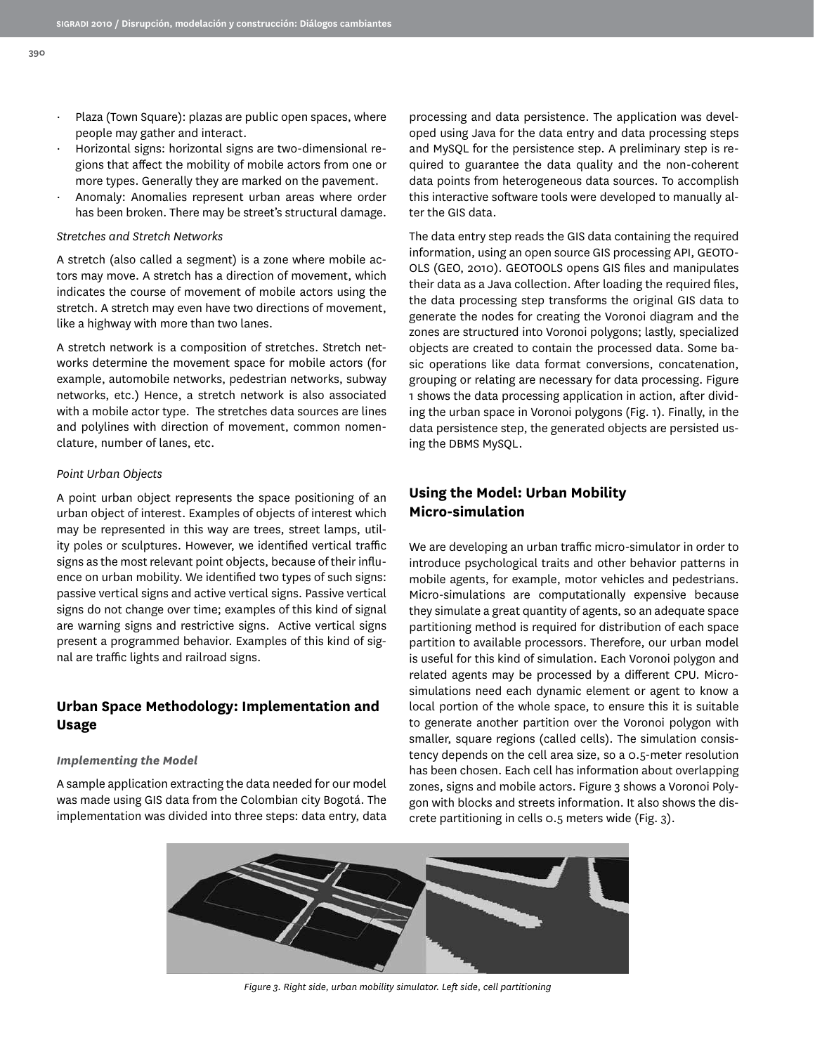- Plaza (Town Square): plazas are public open spaces, where people may gather and interact.
- Horizontal signs: horizontal signs are two-dimensional regions that affect the mobility of mobile actors from one or more types. Generally they are marked on the pavement.
- Anomaly: Anomalies represent urban areas where order has been broken. There may be street's structural damage.

*Stretches and Stretch Networks*

A stretch (also called a segment) is a zone where mobile actors may move. A stretch has a direction of movement, which indicates the course of movement of mobile actors using the stretch. A stretch may even have two directions of movement, like a highway with more than two lanes.

A stretch network is a composition of stretches. Stretch networks determine the movement space for mobile actors (for example, automobile networks, pedestrian networks, subway networks, etc.) Hence, a stretch network is also associated with a mobile actor type. The stretches data sources are lines and polylines with direction of movement, common nomenclature, number of lanes, etc.

*Point Urban Objects*

A point urban object represents the space positioning of an urban object of interest. Examples of objects of interest which may be represented in this way are trees, street lamps, utility poles or sculptures. However, we identified vertical traffic signs as the most relevant point objects, because of their influence on urban mobility. We identified two types of such signs: passive vertical signs and active vertical signs. Passive vertical signs do not change over time; examples of this kind of signal are warning signs and restrictive signs. Active vertical signs present a programmed behavior. Examples of this kind of signal are traffic lights and railroad signs.

## Urban Space Methodology: Implementation and Usage

### *Implementing the Model*

A sample application extracting the data needed for our model was made using GIS data from the Colombian city Bogotá. The implementation was divided into three steps: data entry, data processing and data persistence. The application was developed using Java for the data entry and data processing steps and MySQL for the persistence step. A preliminary step is required to guarantee the data quality and the non-coherent data points from heterogeneous data sources. To accomplish this interactive software tools were developed to manually alter the GIS data.

The data entry step reads the GIS data containing the required information, using an open source GIS processing API, GEOTOOLS (GEO, 2010). GEOTOOLS opens GIS files and manipulates their data as a Java collection. After loading the required files, the data processing step transforms the original GIS data to generate the nodes for creating the Voronoi diagram and the zones are structured into Voronoi polygons; lastly, specialized objects are created to contain the processed data. Some basic operations like data format conversions, concatenation, grouping or relating are necessary for data processing. Figure 1 shows the data processing application in action, after dividing the urban space in Voronoi polygons (Fig. 1). Finally, in the data persistence step, the generated objects are persisted using the DBMS MySQL.

## Using the Model: Urban Mobility Micro-simulation

We are developing an urban traffic micro-simulator in order to introduce psychological traits and other behavior patterns in mobile agents, for example, motor vehicles and pedestrians. Micro-simulations are computationally expensive because they simulate a great quantity of agents, so an adequate space partitioning method is required for distribution of each space partition to available processors. Therefore, our urban model is useful for this kind of simulation. Each Voronoi polygon and related agents may be processed by a different CPU. Micro-simulations need each dynamic element or agent to know a local portion of the whole space, to ensure this it is suitable to generate another partition over the Voronoi polygon with smaller, square regions (called cells). The simulation consistency depends on the cell area size, so a 0.5-meter resolution has been chosen. Each cell has information about overlapping zones, signs and mobile actors. Figure 3 shows a Voronoi Polygon with blocks and streets information. It also shows the discrete partitioning in cells 0.5 meters wide (Fig. 3).

*Figure 3. Right side, urban mobility simulator. Left side, cell partitioning*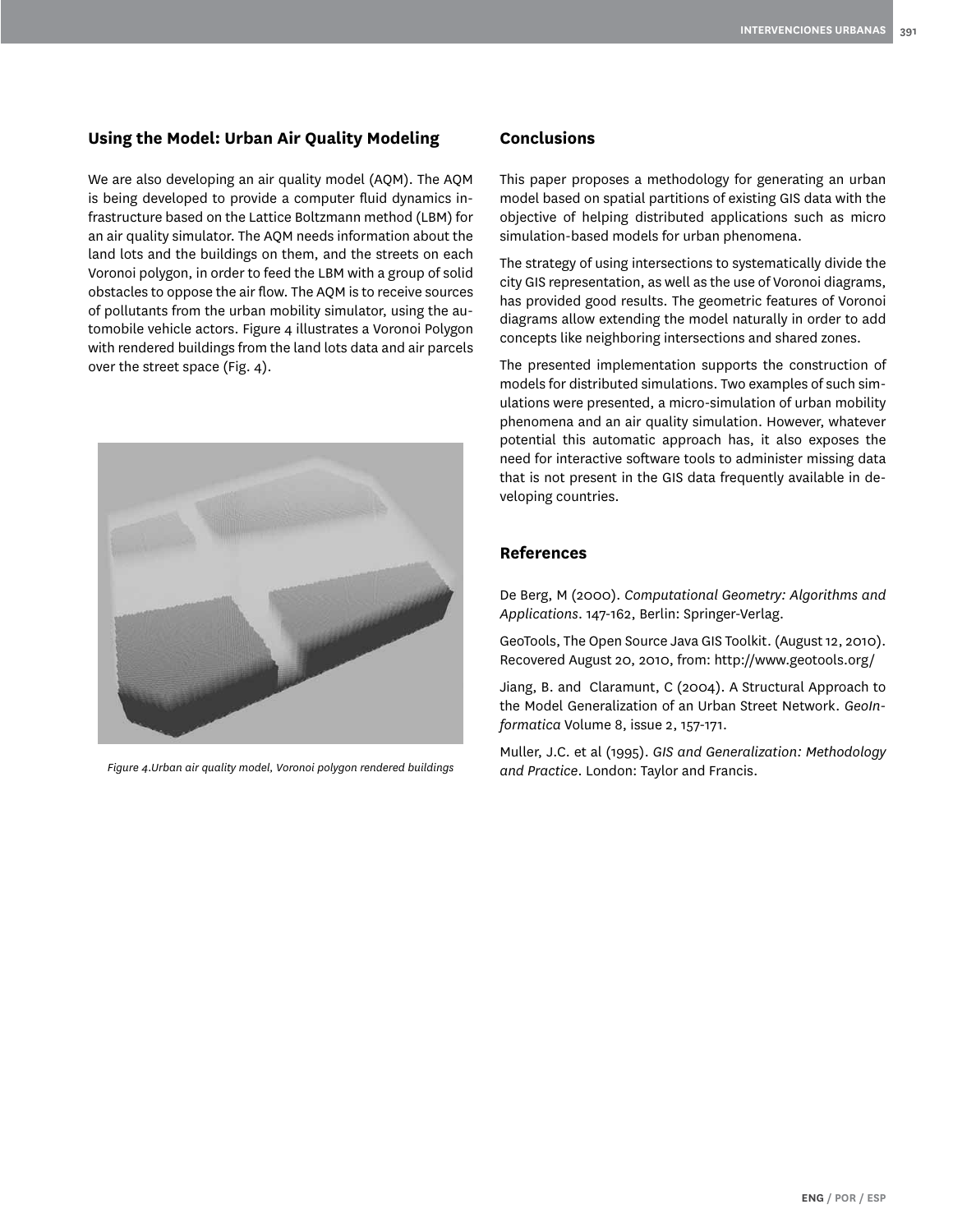## Using the Model: Urban Air Quality Modeling

We are also developing an air quality model (AQM). The AQM is being developed to provide a computer fluid dynamics infrastructure based on the Lattice Boltzmann method (LBM) for an air quality simulator. The AQM needs information about the land lots and the buildings on them, and the streets on each Voronoi polygon, in order to feed the LBM with a group of solid obstacles to oppose the air flow. The AQM is to receive sources of pollutants from the urban mobility simulator, using the automobile vehicle actors. Figure 4 illustrates a Voronoi Polygon with rendered buildings from the land lots data and air parcels over the street space (Fig. 4).

*Figure 4.Urban air quality model, Voronoi polygon rendered buildings*

## Conclusions

This paper proposes a methodology for generating an urban model based on spatial partitions of existing GIS data with the objective of helping distributed applications such as micro simulation-based models for urban phenomena.

The strategy of using intersections to systematically divide the city GIS representation, as well as the use of Voronoi diagrams, has provided good results. The geometric features of Voronoi diagrams allow extending the model naturally in order to add concepts like neighboring intersections and shared zones.

The presented implementation supports the construction of models for distributed simulations. Two examples of such simulations were presented, a micro-simulation of urban mobility phenomena and an air quality simulation. However, whatever potential this automatic approach has, it also exposes the need for interactive software tools to administer missing data that is not present in the GIS data frequently available in developing countries.

## References

De Berg, M (2000). *Computational Geometry: Algorithms and Applications*. 147-162, Berlin: Springer-Verlag.

GeoTools, The Open Source Java GIS Toolkit. (August 12, 2010). Recovered August 20, 2010, from: http://www.geotools.org/

Jiang, B. and Claramunt, C (2004). A Structural Approach to the Model Generalization of an Urban Street Network. *GeoInformatica* Volume 8, issue 2, 157-171.

Muller, J.C. et al (1995). *GIS and Generalization: Methodology and Practice*. London: Taylor and Francis.